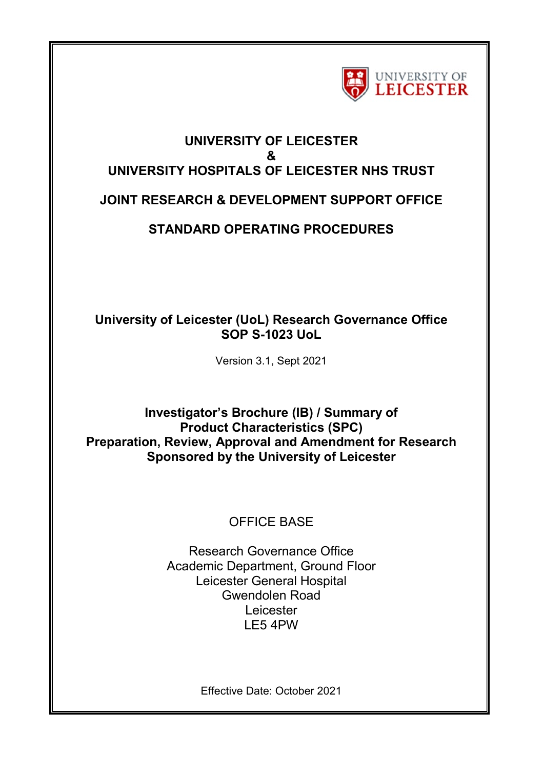# UNIVERSITY OF LEICESTER
# &
# UNIVERSITY HOSPITALS OF LEICESTER NHS TRUST

## JOINT RESEARCH & DEVELOPMENT SUPPORT OFFICE

## STANDARD OPERATING PROCEDURES

**University of Leicester (UoL) Research Governance Office**
**SOP S-1023 UoL**

Version 3.1, Sept 2021

**Investigator's Brochure (IB) / Summary of Product Characteristics (SPC) Preparation, Review, Approval and Amendment for Research Sponsored by the University of Leicester**

OFFICE BASE

Research Governance Office
Academic Department, Ground Floor
Leicester General Hospital
Gwendolen Road
Leicester
LE5 4PW

Effective Date: October 2021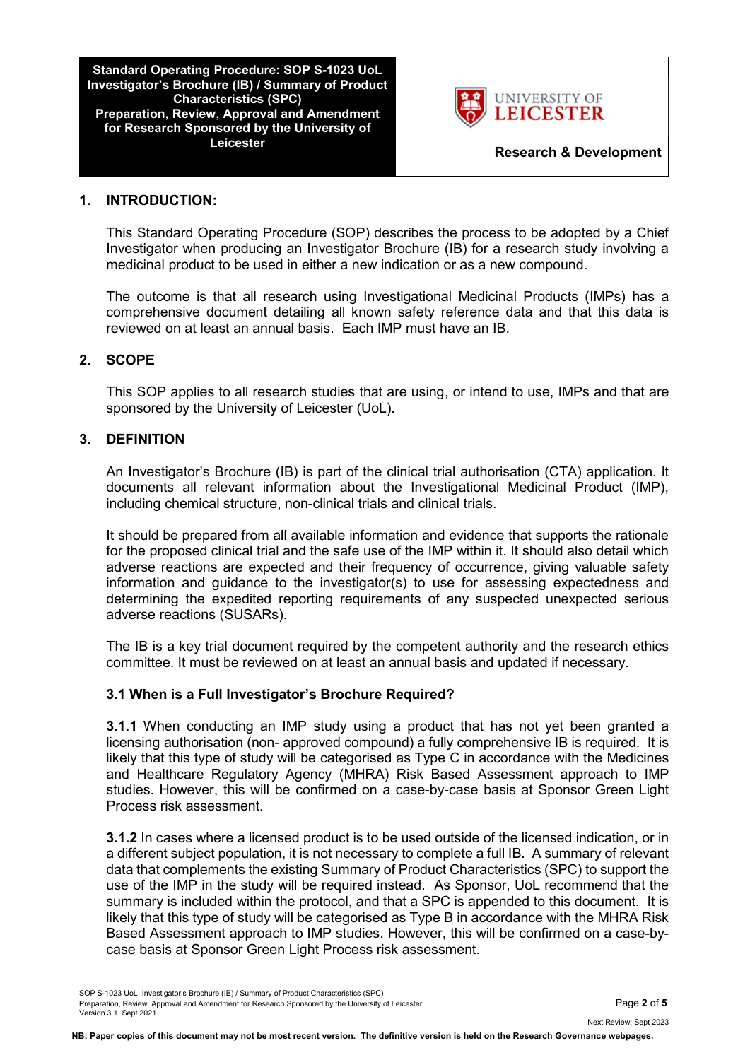## 1. INTRODUCTION:

This Standard Operating Procedure (SOP) describes the process to be adopted by a Chief Investigator when producing an Investigator Brochure (IB) for a research study involving a medicinal product to be used in either a new indication or as a new compound.

The outcome is that all research using Investigational Medicinal Products (IMPs) has a comprehensive document detailing all known safety reference data and that this data is reviewed on at least an annual basis. Each IMP must have an IB.

## 2. SCOPE

This SOP applies to all research studies that are using, or intend to use, IMPs and that are sponsored by the University of Leicester (UoL).

## 3. DEFINITION

An Investigator's Brochure (IB) is part of the clinical trial authorisation (CTA) application. It documents all relevant information about the Investigational Medicinal Product (IMP), including chemical structure, non-clinical trials and clinical trials.

It should be prepared from all available information and evidence that supports the rationale for the proposed clinical trial and the safe use of the IMP within it. It should also detail which adverse reactions are expected and their frequency of occurrence, giving valuable safety information and guidance to the investigator(s) to use for assessing expectedness and determining the expedited reporting requirements of any suspected unexpected serious adverse reactions (SUSARs).

The IB is a key trial document required by the competent authority and the research ethics committee. It must be reviewed on at least an annual basis and updated if necessary.

### 3.1 When is a Full Investigator's Brochure Required?

**3.1.1** When conducting an IMP study using a product that has not yet been granted a licensing authorisation (non- approved compound) a fully comprehensive IB is required. It is likely that this type of study will be categorised as Type C in accordance with the Medicines and Healthcare Regulatory Agency (MHRA) Risk Based Assessment approach to IMP studies. However, this will be confirmed on a case-by-case basis at Sponsor Green Light Process risk assessment.

**3.1.2** In cases where a licensed product is to be used outside of the licensed indication, or in a different subject population, it is not necessary to complete a full IB. A summary of relevant data that complements the existing Summary of Product Characteristics (SPC) to support the use of the IMP in the study will be required instead. As Sponsor, UoL recommend that the summary is included within the protocol, and that a SPC is appended to this document. It is likely that this type of study will be categorised as Type B in accordance with the MHRA Risk Based Assessment approach to IMP studies. However, this will be confirmed on a case-by-case basis at Sponsor Green Light Process risk assessment.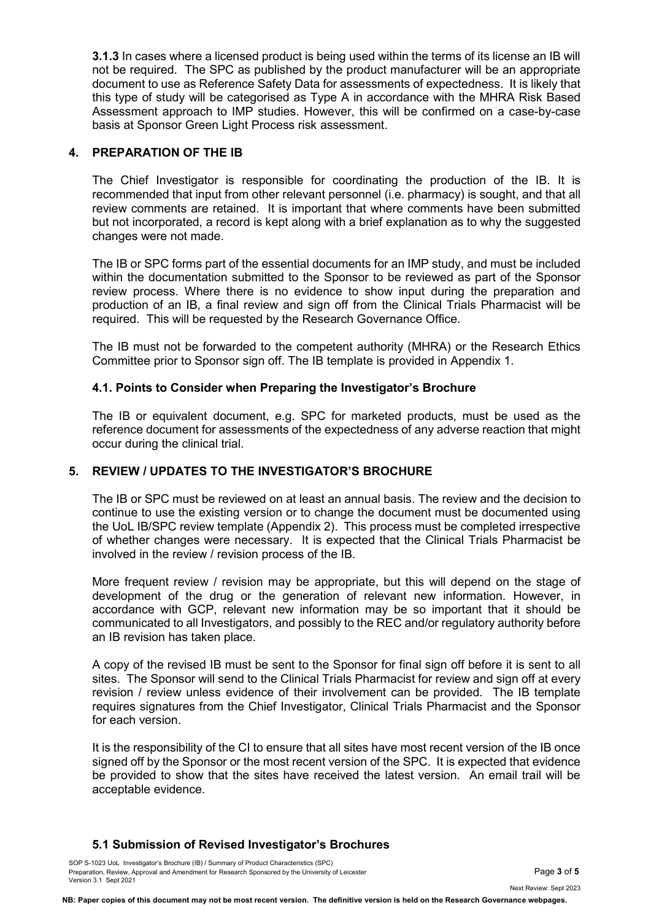**3.1.3** In cases where a licensed product is being used within the terms of its license an IB will not be required. The SPC as published by the product manufacturer will be an appropriate document to use as Reference Safety Data for assessments of expectedness. It is likely that this type of study will be categorised as Type A in accordance with the MHRA Risk Based Assessment approach to IMP studies. However, this will be confirmed on a case-by-case basis at Sponsor Green Light Process risk assessment.

## 4. PREPARATION OF THE IB

The Chief Investigator is responsible for coordinating the production of the IB. It is recommended that input from other relevant personnel (i.e. pharmacy) is sought, and that all review comments are retained. It is important that where comments have been submitted but not incorporated, a record is kept along with a brief explanation as to why the suggested changes were not made.

The IB or SPC forms part of the essential documents for an IMP study, and must be included within the documentation submitted to the Sponsor to be reviewed as part of the Sponsor review process. Where there is no evidence to show input during the preparation and production of an IB, a final review and sign off from the Clinical Trials Pharmacist will be required. This will be requested by the Research Governance Office.

The IB must not be forwarded to the competent authority (MHRA) or the Research Ethics Committee prior to Sponsor sign off. The IB template is provided in Appendix 1.

### 4.1. Points to Consider when Preparing the Investigator's Brochure

The IB or equivalent document, e.g. SPC for marketed products, must be used as the reference document for assessments of the expectedness of any adverse reaction that might occur during the clinical trial.

## 5. REVIEW / UPDATES TO THE INVESTIGATOR'S BROCHURE

The IB or SPC must be reviewed on at least an annual basis. The review and the decision to continue to use the existing version or to change the document must be documented using the UoL IB/SPC review template (Appendix 2). This process must be completed irrespective of whether changes were necessary. It is expected that the Clinical Trials Pharmacist be involved in the review / revision process of the IB.

More frequent review / revision may be appropriate, but this will depend on the stage of development of the drug or the generation of relevant new information. However, in accordance with GCP, relevant new information may be so important that it should be communicated to all Investigators, and possibly to the REC and/or regulatory authority before an IB revision has taken place.

A copy of the revised IB must be sent to the Sponsor for final sign off before it is sent to all sites. The Sponsor will send to the Clinical Trials Pharmacist for review and sign off at every revision / review unless evidence of their involvement can be provided. The IB template requires signatures from the Chief Investigator, Clinical Trials Pharmacist and the Sponsor for each version.

It is the responsibility of the CI to ensure that all sites have most recent version of the IB once signed off by the Sponsor or the most recent version of the SPC. It is expected that evidence be provided to show that the sites have received the latest version. An email trail will be acceptable evidence.

### 5.1 Submission of Revised Investigator's Brochures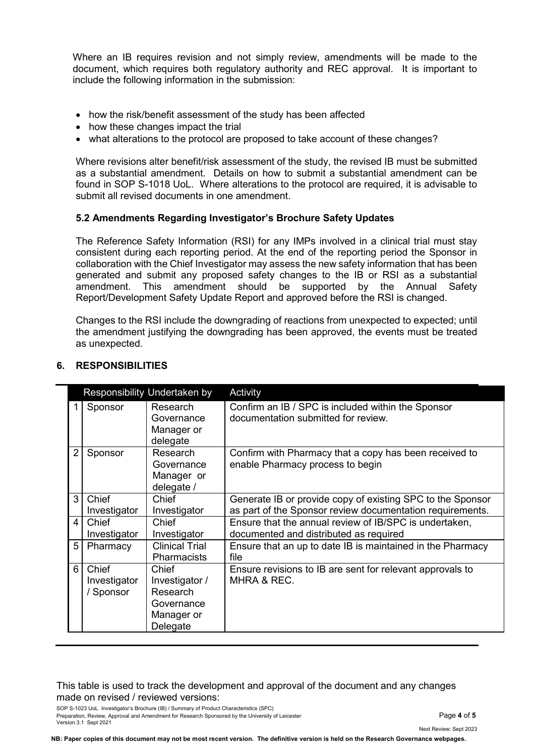Where an IB requires revision and not simply review, amendments will be made to the document, which requires both regulatory authority and REC approval. It is important to include the following information in the submission:

- how the risk/benefit assessment of the study has been affected
- how these changes impact the trial
- what alterations to the protocol are proposed to take account of these changes?

Where revisions alter benefit/risk assessment of the study, the revised IB must be submitted as a substantial amendment. Details on how to submit a substantial amendment can be found in SOP S-1018 UoL. Where alterations to the protocol are required, it is advisable to submit all revised documents in one amendment.

### 5.2 Amendments Regarding Investigator's Brochure Safety Updates

The Reference Safety Information (RSI) for any IMPs involved in a clinical trial must stay consistent during each reporting period. At the end of the reporting period the Sponsor in collaboration with the Chief Investigator may assess the new safety information that has been generated and submit any proposed safety changes to the IB or RSI as a substantial amendment. This amendment should be supported by the Annual Safety Report/Development Safety Update Report and approved before the RSI is changed.

Changes to the RSI include the downgrading of reactions from unexpected to expected; until the amendment justifying the downgrading has been approved, the events must be treated as unexpected.

## 6. RESPONSIBILITIES

| | Responsibility | Undertaken by | Activity |
|---|---|---|---|
| 1 | Sponsor | Research Governance Manager or delegate | Confirm an IB / SPC is included within the Sponsor documentation submitted for review. |
| 2 | Sponsor | Research Governance Manager or delegate / | Confirm with Pharmacy that a copy has been received to enable Pharmacy process to begin |
| 3 | Chief Investigator | Chief Investigator | Generate IB or provide copy of existing SPC to the Sponsor as part of the Sponsor review documentation requirements. |
| 4 | Chief Investigator | Chief Investigator | Ensure that the annual review of IB/SPC is undertaken, documented and distributed as required |
| 5 | Pharmacy | Clinical Trial Pharmacists | Ensure that an up to date IB is maintained in the Pharmacy file |
| 6 | Chief Investigator / Sponsor | Chief Investigator / Research Governance Manager or Delegate | Ensure revisions to IB are sent for relevant approvals to MHRA & REC. |

This table is used to track the development and approval of the document and any changes made on revised / reviewed versions: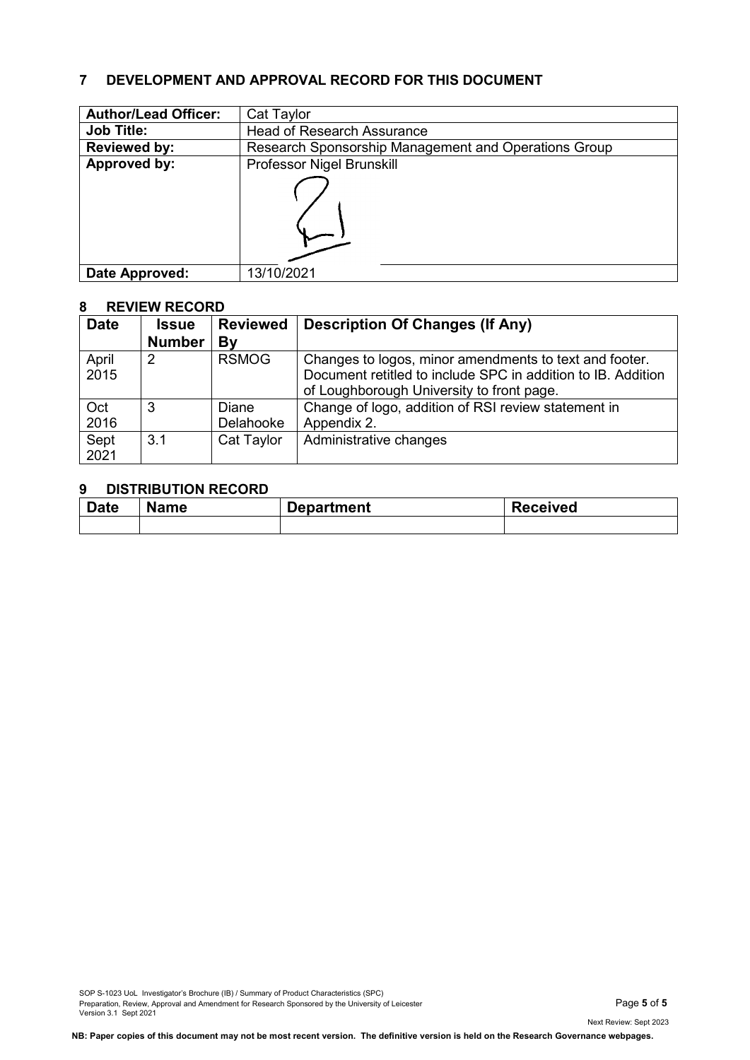## 7 DEVELOPMENT AND APPROVAL RECORD FOR THIS DOCUMENT

| | |
|---|---|
| **Author/Lead Officer:** | Cat Taylor |
| **Job Title:** | Head of Research Assurance |
| **Reviewed by:** | Research Sponsorship Management and Operations Group |
| **Approved by:** | Professor Nigel Brunskill |
| **Date Approved:** | 13/10/2021 |

## 8 REVIEW RECORD

| Date | Issue Number | Reviewed By | Description Of Changes (If Any) |
|---|---|---|---|
| April 2015 | 2 | RSMOG | Changes to logos, minor amendments to text and footer. Document retitled to include SPC in addition to IB. Addition of Loughborough University to front page. |
| Oct 2016 | 3 | Diane Delahooke | Change of logo, addition of RSI review statement in Appendix 2. |
| Sept 2021 | 3.1 | Cat Taylor | Administrative changes |

## 9 DISTRIBUTION RECORD

| Date | Name | Department | Received |
|---|---|---|---|
| | | | |

SOP S-1023 UoL Investigator's Brochure (IB) / Summary of Product Characteristics (SPC) Preparation, Review, Approval and Amendment for Research Sponsored by the University of Leicester
Version 3.1 Sept 2021

Next Review: Sept 2023

**NB: Paper copies of this document may not be most recent version. The definitive version is held on the Research Governance webpages.**